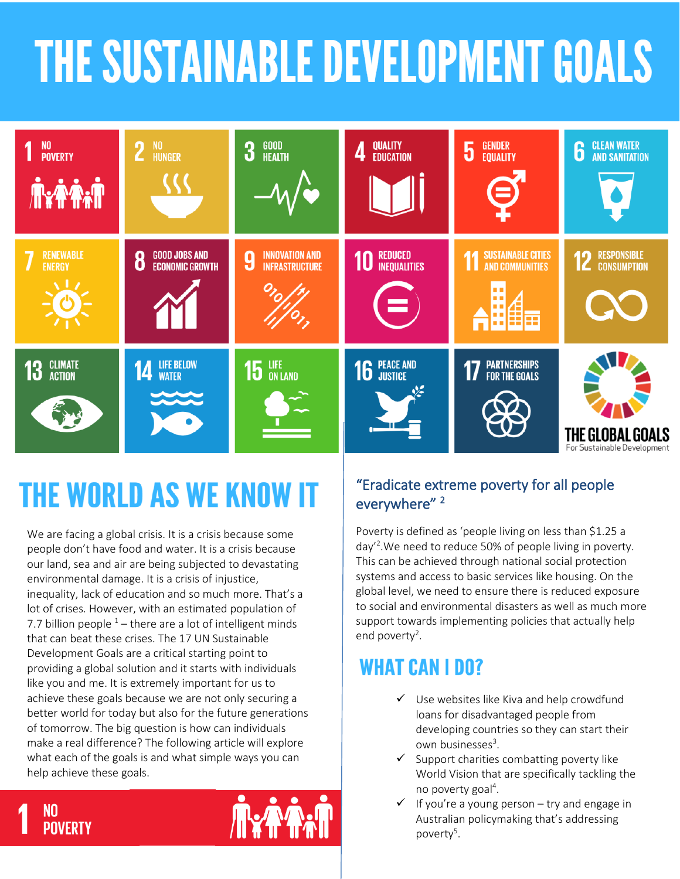# THE SUSTAINABLE DEVELOPMENT GOALS

1 NO POVERTY

2 NO HUNGER

3 GOOD HEALTH

4 QUALITY EDUCATION

5 GENDER EQUALITY

6 CLEAN WATER AND SANITATION

7 RENEWABLE ENERGY

8 GOOD JOBS AND ECONOMIC GROWTH

9 INNOVATION AND INFRASTRUCTURE

10 REDUCED INEQUALITIES

11 SUSTAINABLE CITIES AND COMMUNITIES

12 RESPONSIBLE CONSUMPTION

13 CLIMATE ACTION

14 LIFE BELOW WATER

15 LIFE ON LAND

16 PEACE AND JUSTICE

17 PARTNERSHIPS FOR THE GOALS

THE GLOBAL GOALS For Sustainable Development

## THE WORLD AS WE KNOW IT

We are facing a global crisis. It is a crisis because some people don't have food and water. It is a crisis because our land, sea and air are being subjected to devastating environmental damage. It is a crisis of injustice, inequality, lack of education and so much more. That's a lot of crises. However, with an estimated population of 7.7 billion people [1] – there are a lot of intelligent minds that can beat these crises. The 17 UN Sustainable Development Goals are a critical starting point to providing a global solution and it starts with individuals like you and me. It is extremely important for us to achieve these goals because we are not only securing a better world for today but also for the future generations of tomorrow. The big question is how can individuals make a real difference? The following article will explore what each of the goals is and what simple ways you can help achieve these goals.

## 1 NO POVERTY

### "Eradicate extreme poverty for all people everywhere" [2]

Poverty is defined as 'people living on less than $1.25 a day'[2]. We need to reduce 50% of people living in poverty. This can be achieved through national social protection systems and access to basic services like housing. On the global level, we need to ensure there is reduced exposure to social and environmental disasters as well as much more support towards implementing policies that actually help end poverty[2].

## WHAT CAN I DO?

- ✓ Use websites like Kiva and help crowdfund loans for disadvantaged people from developing countries so they can start their own businesses[3].
- ✓ Support charities combatting poverty like World Vision that are specifically tackling the no poverty goal[4].
- ✓ If you're a young person – try and engage in Australian policymaking that's addressing poverty[5].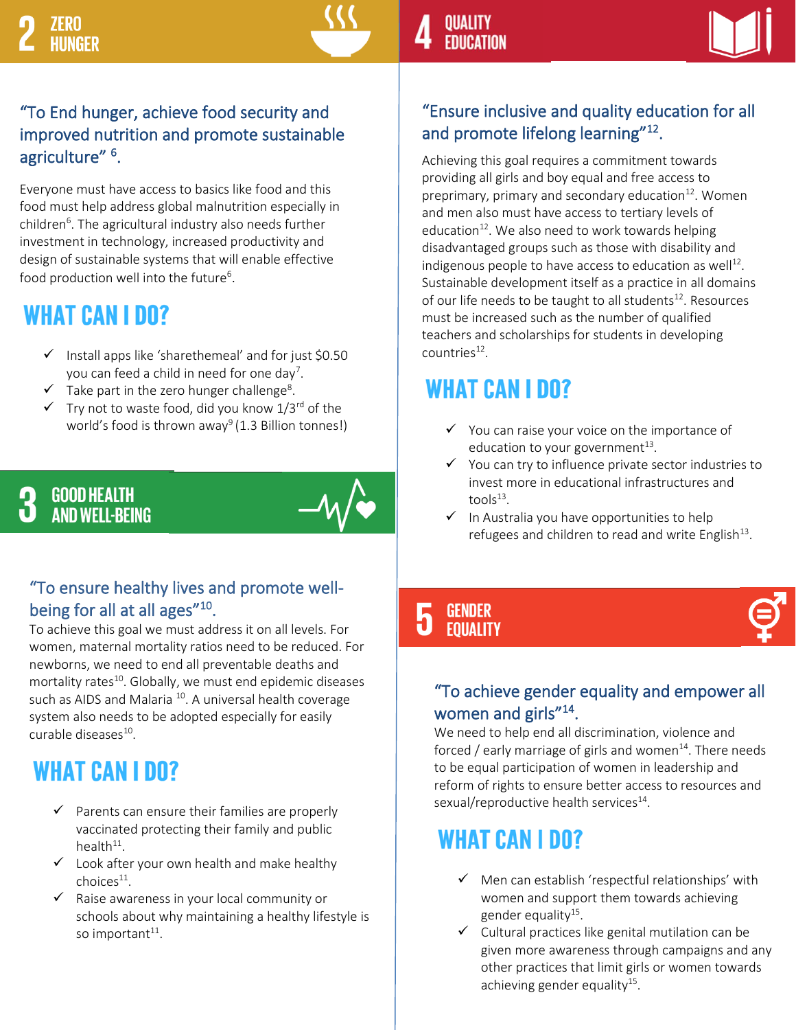## 2 ZERO HUNGER

### "To End hunger, achieve food security and improved nutrition and promote sustainable agriculture" [6].

Everyone must have access to basics like food and this food must help address global malnutrition especially in children[6]. The agricultural industry also needs further investment in technology, increased productivity and design of sustainable systems that will enable effective food production well into the future[6].

### WHAT CAN I DO?

- ✓ Install apps like 'sharethemeal' and for just $0.50 you can feed a child in need for one day[7].
- ✓ Take part in the zero hunger challenge[8].
- ✓ Try not to waste food, did you know 1/3rd of the world's food is thrown away[9] (1.3 Billion tonnes!)

## 3 GOOD HEALTH AND WELL-BEING

### "To ensure healthy lives and promote well-being for all at all ages"[10].

To achieve this goal we must address it on all levels. For women, maternal mortality ratios need to be reduced. For newborns, we need to end all preventable deaths and mortality rates[10]. Globally, we must end epidemic diseases such as AIDS and Malaria [10]. A universal health coverage system also needs to be adopted especially for easily curable diseases[10].

### WHAT CAN I DO?

- ✓ Parents can ensure their families are properly vaccinated protecting their family and public health[11].
- ✓ Look after your own health and make healthy choices[11].
- ✓ Raise awareness in your local community or schools about why maintaining a healthy lifestyle is so important[11].

## 4 QUALITY EDUCATION

### "Ensure inclusive and quality education for all and promote lifelong learning"[12].

Achieving this goal requires a commitment towards providing all girls and boy equal and free access to preprimary, primary and secondary education[12]. Women and men also must have access to tertiary levels of education[12]. We also need to work towards helping disadvantaged groups such as those with disability and indigenous people to have access to education as well[12]. Sustainable development itself as a practice in all domains of our life needs to be taught to all students[12]. Resources must be increased such as the number of qualified teachers and scholarships for students in developing countries[12].

### WHAT CAN I DO?

- ✓ You can raise your voice on the importance of education to your government[13].
- ✓ You can try to influence private sector industries to invest more in educational infrastructures and tools[13].
- ✓ In Australia you have opportunities to help refugees and children to read and write English[13].

## 5 GENDER EQUALITY

### "To achieve gender equality and empower all women and girls"[14].

We need to help end all discrimination, violence and forced / early marriage of girls and women[14]. There needs to be equal participation of women in leadership and reform of rights to ensure better access to resources and sexual/reproductive health services[14].

### WHAT CAN I DO?

- ✓ Men can establish 'respectful relationships' with women and support them towards achieving gender equality[15].
- ✓ Cultural practices like genital mutilation can be given more awareness through campaigns and any other practices that limit girls or women towards achieving gender equality[15].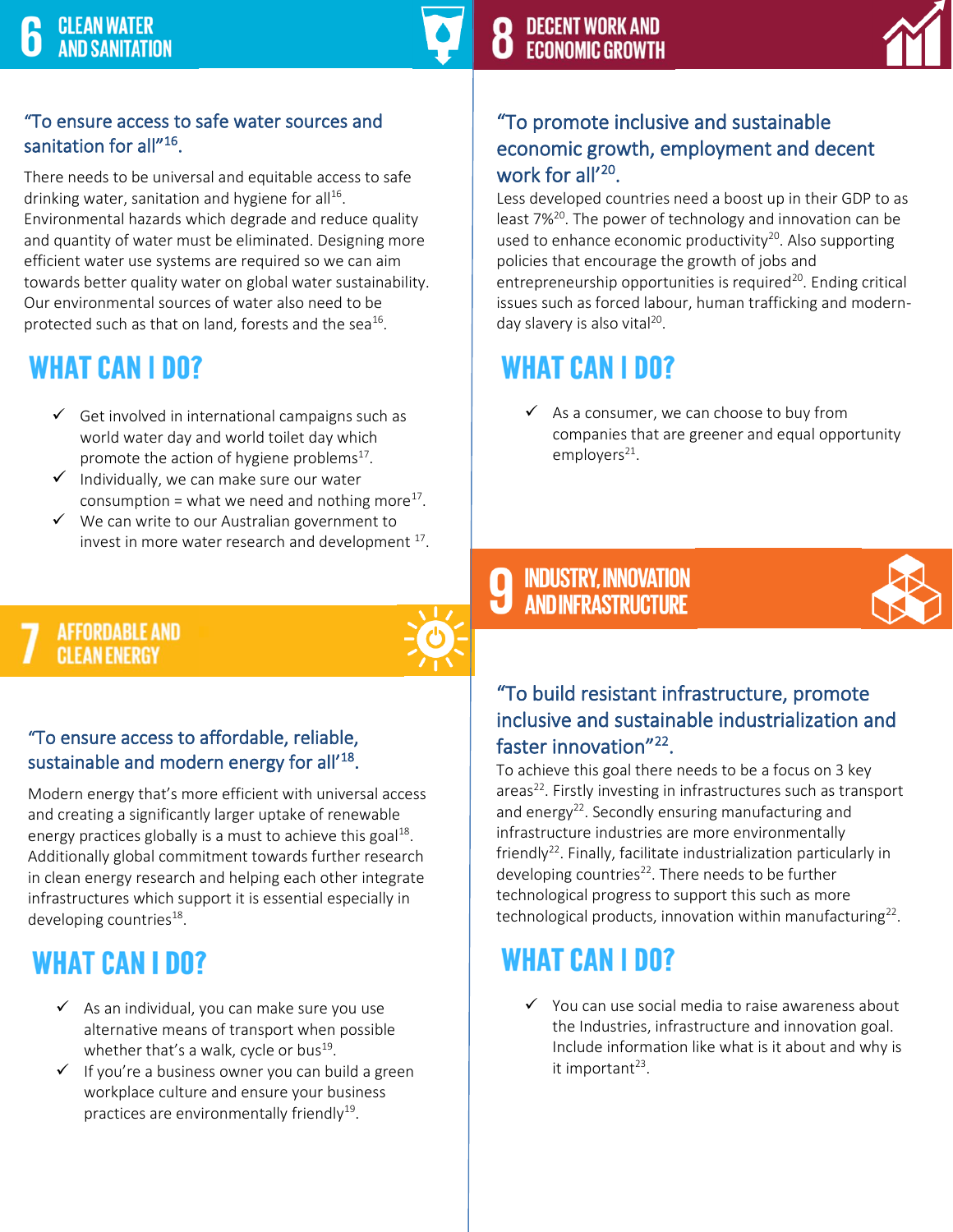## 6 CLEAN WATER AND SANITATION

### "To ensure access to safe water sources and sanitation for all"[16].

There needs to be universal and equitable access to safe drinking water, sanitation and hygiene for all[16]. Environmental hazards which degrade and reduce quality and quantity of water must be eliminated. Designing more efficient water use systems are required so we can aim towards better quality water on global water sustainability. Our environmental sources of water also need to be protected such as that on land, forests and the sea[16].

### WHAT CAN I DO?

- ✓ Get involved in international campaigns such as world water day and world toilet day which promote the action of hygiene problems[17].
- ✓ Individually, we can make sure our water consumption = what we need and nothing more[17].
- ✓ We can write to our Australian government to invest in more water research and development [17].

## 7 AFFORDABLE AND CLEAN ENERGY

### "To ensure access to affordable, reliable, sustainable and modern energy for all'[18].

Modern energy that's more efficient with universal access and creating a significantly larger uptake of renewable energy practices globally is a must to achieve this goal[18]. Additionally global commitment towards further research in clean energy research and helping each other integrate infrastructures which support it is essential especially in developing countries[18].

### WHAT CAN I DO?

- ✓ As an individual, you can make sure you use alternative means of transport when possible whether that's a walk, cycle or bus[19].
- ✓ If you're a business owner you can build a green workplace culture and ensure your business practices are environmentally friendly[19].

## 8 DECENT WORK AND ECONOMIC GROWTH

### "To promote inclusive and sustainable economic growth, employment and decent work for all'[20].

Less developed countries need a boost up in their GDP to as least 7%[20]. The power of technology and innovation can be used to enhance economic productivity[20]. Also supporting policies that encourage the growth of jobs and entrepreneurship opportunities is required[20]. Ending critical issues such as forced labour, human trafficking and modern-day slavery is also vital[20].

### WHAT CAN I DO?

- ✓ As a consumer, we can choose to buy from companies that are greener and equal opportunity employers[21].

## 9 INDUSTRY, INNOVATION AND INFRASTRUCTURE

### "To build resistant infrastructure, promote inclusive and sustainable industrialization and faster innovation"[22].

To achieve this goal there needs to be a focus on 3 key areas[22]. Firstly investing in infrastructures such as transport and energy[22]. Secondly ensuring manufacturing and infrastructure industries are more environmentally friendly[22]. Finally, facilitate industrialization particularly in developing countries[22]. There needs to be further technological progress to support this such as more technological products, innovation within manufacturing[22].

### WHAT CAN I DO?

- ✓ You can use social media to raise awareness about the Industries, infrastructure and innovation goal. Include information like what is it about and why is it important[23].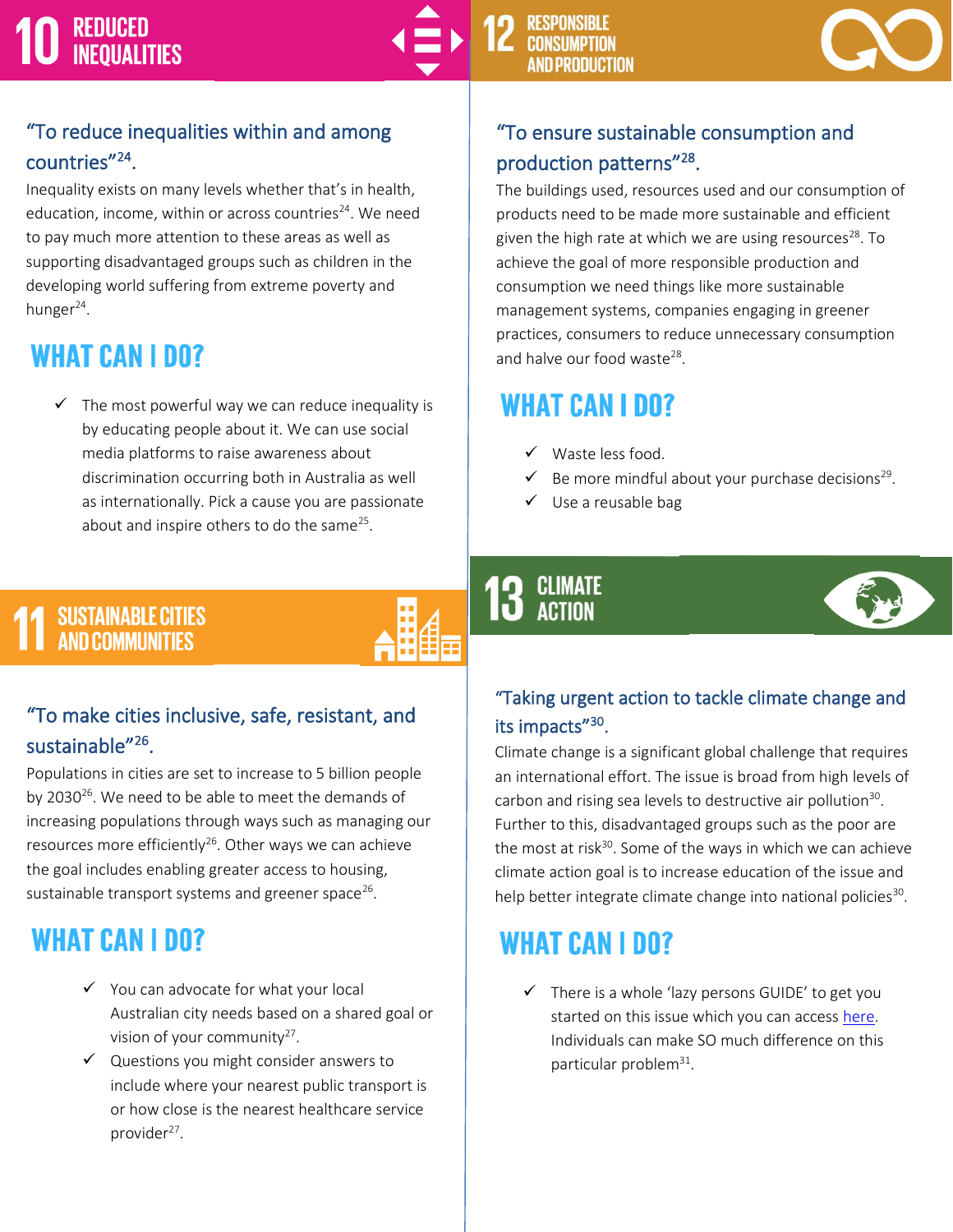## 10 REDUCED INEQUALITIES

### "To reduce inequalities within and among countries"[24].

Inequality exists on many levels whether that's in health, education, income, within or across countries[24]. We need to pay much more attention to these areas as well as supporting disadvantaged groups such as children in the developing world suffering from extreme poverty and hunger[24].

### WHAT CAN I DO?

- ✓ The most powerful way we can reduce inequality is by educating people about it. We can use social media platforms to raise awareness about discrimination occurring both in Australia as well as internationally. Pick a cause you are passionate about and inspire others to do the same[25].

## 11 SUSTAINABLE CITIES AND COMMUNITIES

### "To make cities inclusive, safe, resistant, and sustainable"[26].

Populations in cities are set to increase to 5 billion people by 2030[26]. We need to be able to meet the demands of increasing populations through ways such as managing our resources more efficiently[26]. Other ways we can achieve the goal includes enabling greater access to housing, sustainable transport systems and greener space[26].

### WHAT CAN I DO?

- ✓ You can advocate for what your local Australian city needs based on a shared goal or vision of your community[27].
- ✓ Questions you might consider answers to include where your nearest public transport is or how close is the nearest healthcare service provider[27].

## 12 RESPONSIBLE CONSUMPTION AND PRODUCTION

### "To ensure sustainable consumption and production patterns"[28].

The buildings used, resources used and our consumption of products need to be made more sustainable and efficient given the high rate at which we are using resources[28]. To achieve the goal of more responsible production and consumption we need things like more sustainable management systems, companies engaging in greener practices, consumers to reduce unnecessary consumption and halve our food waste[28].

### WHAT CAN I DO?

- ✓ Waste less food.
- ✓ Be more mindful about your purchase decisions[29].
- ✓ Use a reusable bag

## 13 CLIMATE ACTION

### "Taking urgent action to tackle climate change and its impacts"[30].

Climate change is a significant global challenge that requires an international effort. The issue is broad from high levels of carbon and rising sea levels to destructive air pollution[30]. Further to this, disadvantaged groups such as the poor are the most at risk[30]. Some of the ways in which we can achieve climate action goal is to increase education of the issue and help better integrate climate change into national policies[30].

### WHAT CAN I DO?

- ✓ There is a whole 'lazy persons GUIDE' to get you started on this issue which you can access here. Individuals can make SO much difference on this particular problem[31].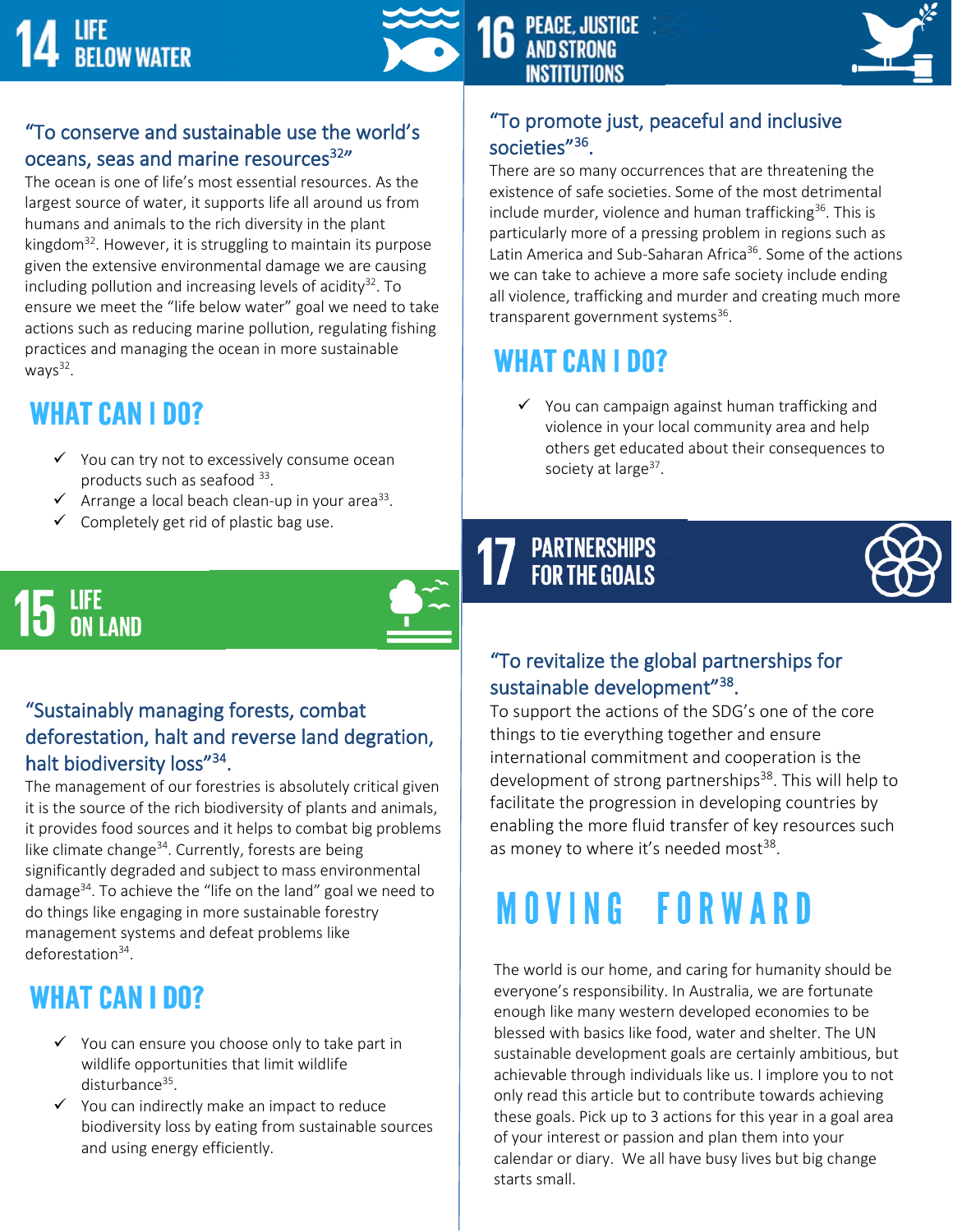## 14 LIFE BELOW WATER

### "To conserve and sustainable use the world's oceans, seas and marine resources[32]"

The ocean is one of life's most essential resources. As the largest source of water, it supports life all around us from humans and animals to the rich diversity in the plant kingdom[32]. However, it is struggling to maintain its purpose given the extensive environmental damage we are causing including pollution and increasing levels of acidity[32]. To ensure we meet the "life below water" goal we need to take actions such as reducing marine pollution, regulating fishing practices and managing the ocean in more sustainable ways[32].

### WHAT CAN I DO?

- ✓ You can try not to excessively consume ocean products such as seafood [33].
- ✓ Arrange a local beach clean-up in your area[33].
- ✓ Completely get rid of plastic bag use.

## 15 LIFE ON LAND

### "Sustainably managing forests, combat deforestation, halt and reverse land degration, halt biodiversity loss"[34].

The management of our forestries is absolutely critical given it is the source of the rich biodiversity of plants and animals, it provides food sources and it helps to combat big problems like climate change[34]. Currently, forests are being significantly degraded and subject to mass environmental damage[34]. To achieve the "life on the land" goal we need to do things like engaging in more sustainable forestry management systems and defeat problems like deforestation[34].

### WHAT CAN I DO?

- ✓ You can ensure you choose only to take part in wildlife opportunities that limit wildlife disturbance[35].
- ✓ You can indirectly make an impact to reduce biodiversity loss by eating from sustainable sources and using energy efficiently.

## 16 PEACE, JUSTICE AND STRONG INSTITUTIONS

### "To promote just, peaceful and inclusive societies"[36].

There are so many occurrences that are threatening the existence of safe societies. Some of the most detrimental include murder, violence and human trafficking[36]. This is particularly more of a pressing problem in regions such as Latin America and Sub-Saharan Africa[36]. Some of the actions we can take to achieve a more safe society include ending all violence, trafficking and murder and creating much more transparent government systems[36].

### WHAT CAN I DO?

- ✓ You can campaign against human trafficking and violence in your local community area and help others get educated about their consequences to society at large[37].

## 17 PARTNERSHIPS FOR THE GOALS

### "To revitalize the global partnerships for sustainable development"[38].

To support the actions of the SDG's one of the core things to tie everything together and ensure international commitment and cooperation is the development of strong partnerships[38]. This will help to facilitate the progression in developing countries by enabling the more fluid transfer of key resources such as money to where it's needed most[38].

## MOVING FORWARD

The world is our home, and caring for humanity should be everyone's responsibility. In Australia, we are fortunate enough like many western developed economies to be blessed with basics like food, water and shelter. The UN sustainable development goals are certainly ambitious, but achievable through individuals like us. I implore you to not only read this article but to contribute towards achieving these goals. Pick up to 3 actions for this year in a goal area of your interest or passion and plan them into your calendar or diary. We all have busy lives but big change starts small.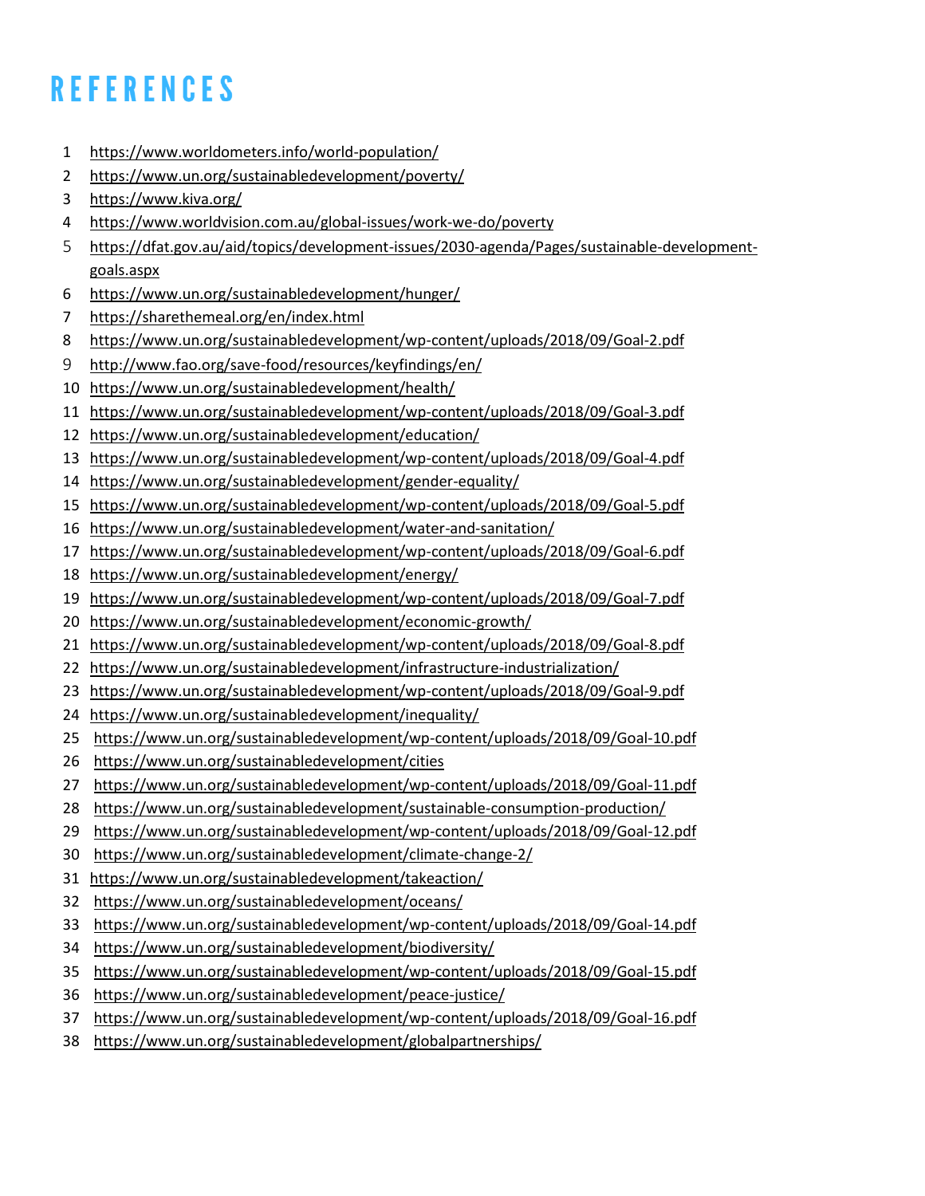# REFERENCES

1. https://www.worldometers.info/world-population/
2. https://www.un.org/sustainabledevelopment/poverty/
3. https://www.kiva.org/
4. https://www.worldvision.com.au/global-issues/work-we-do/poverty
5. https://dfat.gov.au/aid/topics/development-issues/2030-agenda/Pages/sustainable-development-goals.aspx
6. https://www.un.org/sustainabledevelopment/hunger/
7. https://sharethemeal.org/en/index.html
8. https://www.un.org/sustainabledevelopment/wp-content/uploads/2018/09/Goal-2.pdf
9. http://www.fao.org/save-food/resources/keyfindings/en/
10. https://www.un.org/sustainabledevelopment/health/
11. https://www.un.org/sustainabledevelopment/wp-content/uploads/2018/09/Goal-3.pdf
12. https://www.un.org/sustainabledevelopment/education/
13. https://www.un.org/sustainabledevelopment/wp-content/uploads/2018/09/Goal-4.pdf
14. https://www.un.org/sustainabledevelopment/gender-equality/
15. https://www.un.org/sustainabledevelopment/wp-content/uploads/2018/09/Goal-5.pdf
16. https://www.un.org/sustainabledevelopment/water-and-sanitation/
17. https://www.un.org/sustainabledevelopment/wp-content/uploads/2018/09/Goal-6.pdf
18. https://www.un.org/sustainabledevelopment/energy/
19. https://www.un.org/sustainabledevelopment/wp-content/uploads/2018/09/Goal-7.pdf
20. https://www.un.org/sustainabledevelopment/economic-growth/
21. https://www.un.org/sustainabledevelopment/wp-content/uploads/2018/09/Goal-8.pdf
22. https://www.un.org/sustainabledevelopment/infrastructure-industrialization/
23. https://www.un.org/sustainabledevelopment/wp-content/uploads/2018/09/Goal-9.pdf
24. https://www.un.org/sustainabledevelopment/inequality/
25. https://www.un.org/sustainabledevelopment/wp-content/uploads/2018/09/Goal-10.pdf
26. https://www.un.org/sustainabledevelopment/cities
27. https://www.un.org/sustainabledevelopment/wp-content/uploads/2018/09/Goal-11.pdf
28. https://www.un.org/sustainabledevelopment/sustainable-consumption-production/
29. https://www.un.org/sustainabledevelopment/wp-content/uploads/2018/09/Goal-12.pdf
30. https://www.un.org/sustainabledevelopment/climate-change-2/
31. https://www.un.org/sustainabledevelopment/takeaction/
32. https://www.un.org/sustainabledevelopment/oceans/
33. https://www.un.org/sustainabledevelopment/wp-content/uploads/2018/09/Goal-14.pdf
34. https://www.un.org/sustainabledevelopment/biodiversity/
35. https://www.un.org/sustainabledevelopment/wp-content/uploads/2018/09/Goal-15.pdf
36. https://www.un.org/sustainabledevelopment/peace-justice/
37. https://www.un.org/sustainabledevelopment/wp-content/uploads/2018/09/Goal-16.pdf
38. https://www.un.org/sustainabledevelopment/globalpartnerships/